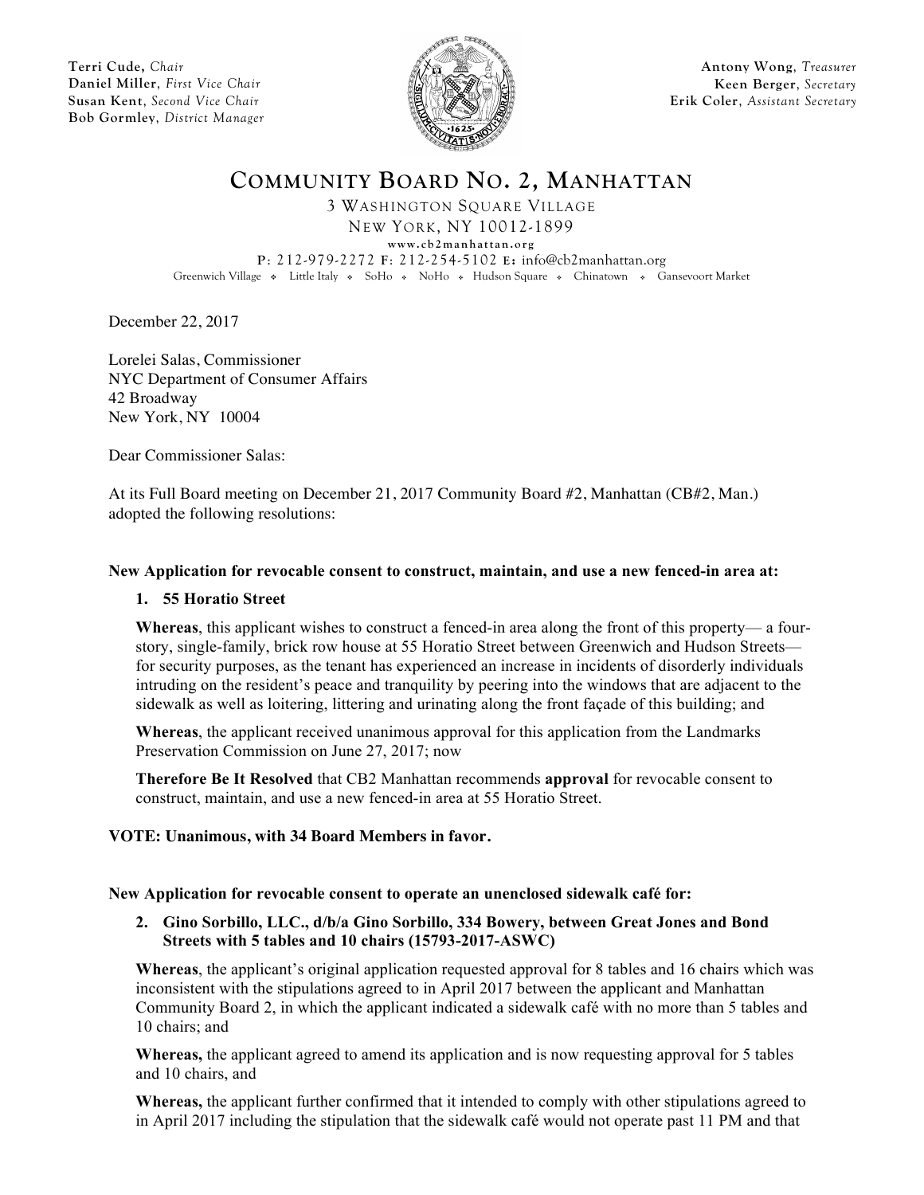**Terri Cude,** *Chair*
**Daniel Miller**, *First Vice Chair*
**Susan Kent**, *Second Vice Chair*
**Bob Gormley**, *District Manager*

**Antony Wong**, *Treasurer*
**Keen Berger**, *Secretary*
**Erik Coler**, *Assistant Secretary*

# COMMUNITY BOARD NO. 2, MANHATTAN

3 WASHINGTON SQUARE VILLAGE
NEW YORK, NY 10012-1899
www.cb2manhattan.org
P: 212-979-2272 F: 212-254-5102 E: info@cb2manhattan.org
Greenwich Village ❖ Little Italy ❖ SoHo ❖ NoHo ❖ Hudson Square ❖ Chinatown ❖ Gansevoort Market

December 22, 2017

Lorelei Salas, Commissioner
NYC Department of Consumer Affairs
42 Broadway
New York, NY 10004

Dear Commissioner Salas:

At its Full Board meeting on December 21, 2017 Community Board #2, Manhattan (CB#2, Man.) adopted the following resolutions:

**New Application for revocable consent to construct, maintain, and use a new fenced-in area at:**

1. **55 Horatio Street**

**Whereas**, this applicant wishes to construct a fenced-in area along the front of this property— a four-story, single-family, brick row house at 55 Horatio Street between Greenwich and Hudson Streets— for security purposes, as the tenant has experienced an increase in incidents of disorderly individuals intruding on the resident's peace and tranquility by peering into the windows that are adjacent to the sidewalk as well as loitering, littering and urinating along the front façade of this building; and

**Whereas**, the applicant received unanimous approval for this application from the Landmarks Preservation Commission on June 27, 2017; now

**Therefore Be It Resolved** that CB2 Manhattan recommends **approval** for revocable consent to construct, maintain, and use a new fenced-in area at 55 Horatio Street.

**VOTE: Unanimous, with 34 Board Members in favor.**

**New Application for revocable consent to operate an unenclosed sidewalk café for:**

2. **Gino Sorbillo, LLC., d/b/a Gino Sorbillo, 334 Bowery, between Great Jones and Bond Streets with 5 tables and 10 chairs (15793-2017-ASWC)**

**Whereas**, the applicant's original application requested approval for 8 tables and 16 chairs which was inconsistent with the stipulations agreed to in April 2017 between the applicant and Manhattan Community Board 2, in which the applicant indicated a sidewalk café with no more than 5 tables and 10 chairs; and

**Whereas,** the applicant agreed to amend its application and is now requesting approval for 5 tables and 10 chairs, and

**Whereas,** the applicant further confirmed that it intended to comply with other stipulations agreed to in April 2017 including the stipulation that the sidewalk café would not operate past 11 PM and that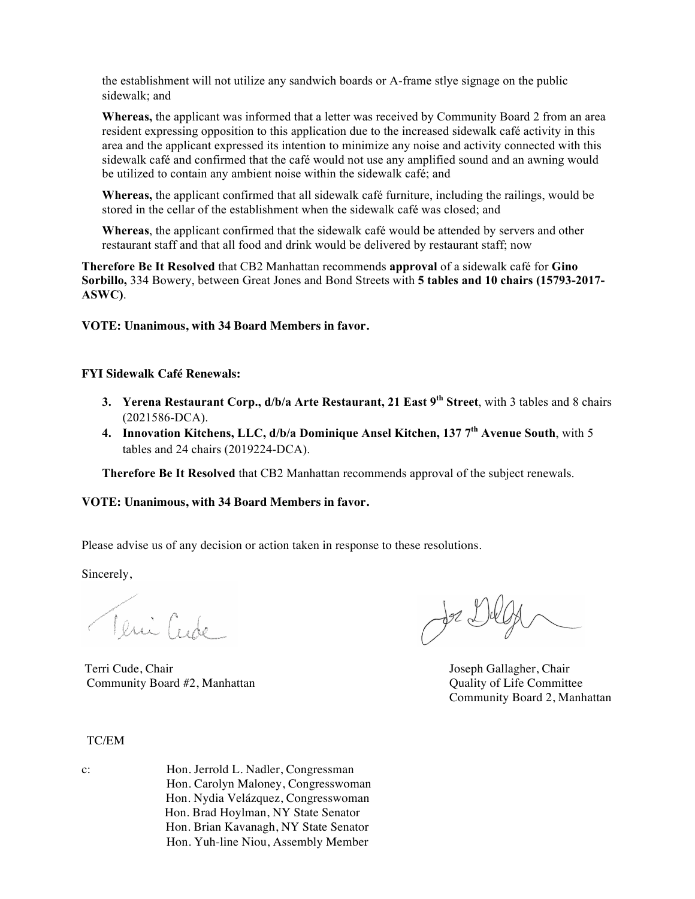the establishment will not utilize any sandwich boards or A-frame stlye signage on the public sidewalk; and

**Whereas,** the applicant was informed that a letter was received by Community Board 2 from an area resident expressing opposition to this application due to the increased sidewalk café activity in this area and the applicant expressed its intention to minimize any noise and activity connected with this sidewalk café and confirmed that the café would not use any amplified sound and an awning would be utilized to contain any ambient noise within the sidewalk café; and

**Whereas,** the applicant confirmed that all sidewalk café furniture, including the railings, would be stored in the cellar of the establishment when the sidewalk café was closed; and

**Whereas**, the applicant confirmed that the sidewalk café would be attended by servers and other restaurant staff and that all food and drink would be delivered by restaurant staff; now

**Therefore Be It Resolved** that CB2 Manhattan recommends **approval** of a sidewalk café for **Gino Sorbillo,** 334 Bowery, between Great Jones and Bond Streets with **5 tables and 10 chairs (15793-2017-ASWC)**.

**VOTE: Unanimous, with 34 Board Members in favor.**

**FYI Sidewalk Café Renewals:**

3. **Yerena Restaurant Corp., d/b/a Arte Restaurant, 21 East 9th Street**, with 3 tables and 8 chairs (2021586-DCA).
4. **Innovation Kitchens, LLC, d/b/a Dominique Ansel Kitchen, 137 7th Avenue South**, with 5 tables and 24 chairs (2019224-DCA).

**Therefore Be It Resolved** that CB2 Manhattan recommends approval of the subject renewals.

**VOTE: Unanimous, with 34 Board Members in favor.**

Please advise us of any decision or action taken in response to these resolutions.

Sincerely,

Terri Cude, Chair
Community Board #2, Manhattan

Joseph Gallagher, Chair
Quality of Life Committee
Community Board 2, Manhattan

TC/EM

c: Hon. Jerrold L. Nadler, Congressman
Hon. Carolyn Maloney, Congresswoman
Hon. Nydia Velázquez, Congresswoman
Hon. Brad Hoylman, NY State Senator
Hon. Brian Kavanagh, NY State Senator
Hon. Yuh-line Niou, Assembly Member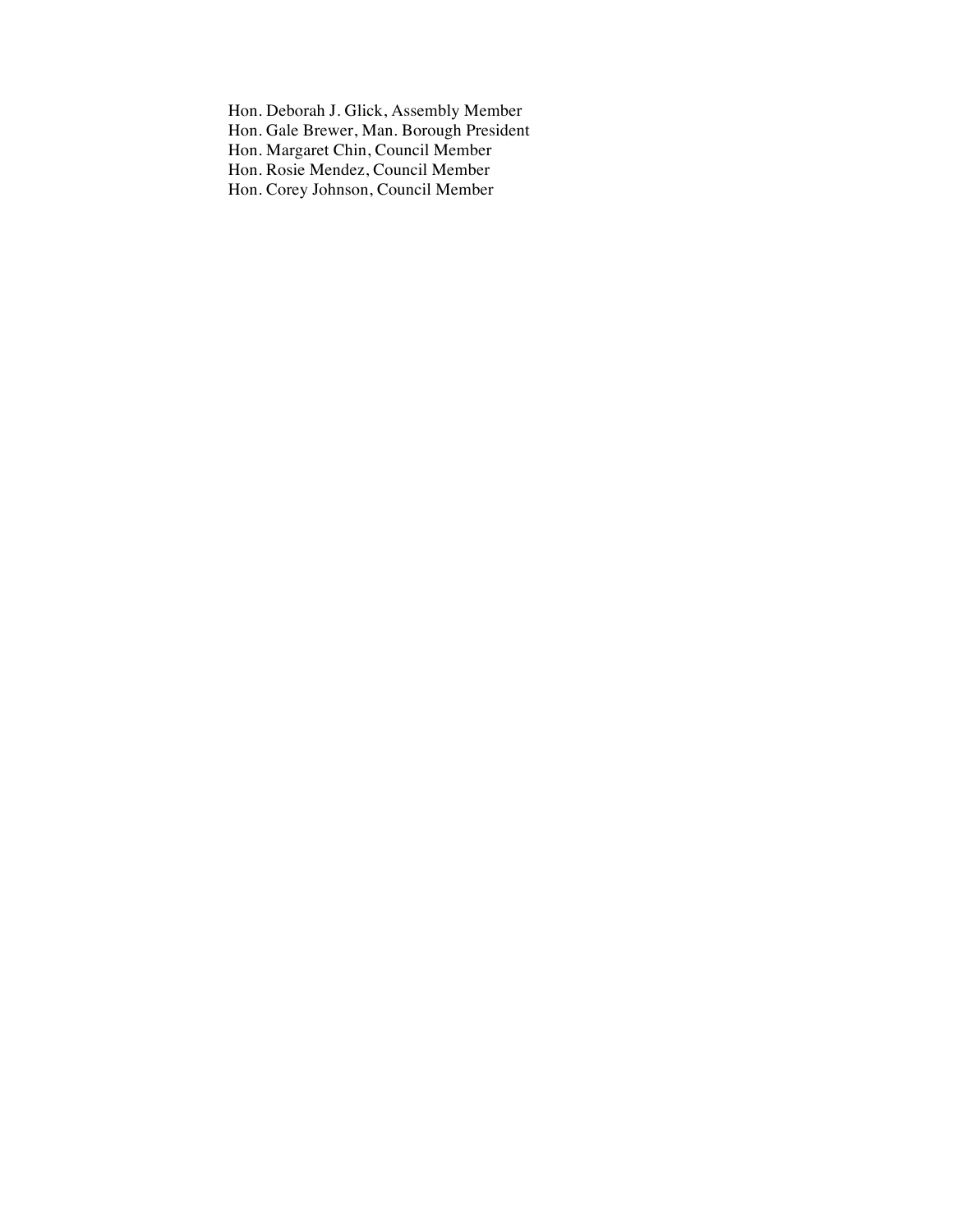Hon. Deborah J. Glick, Assembly Member
Hon. Gale Brewer, Man. Borough President
Hon. Margaret Chin, Council Member
Hon. Rosie Mendez, Council Member
Hon. Corey Johnson, Council Member